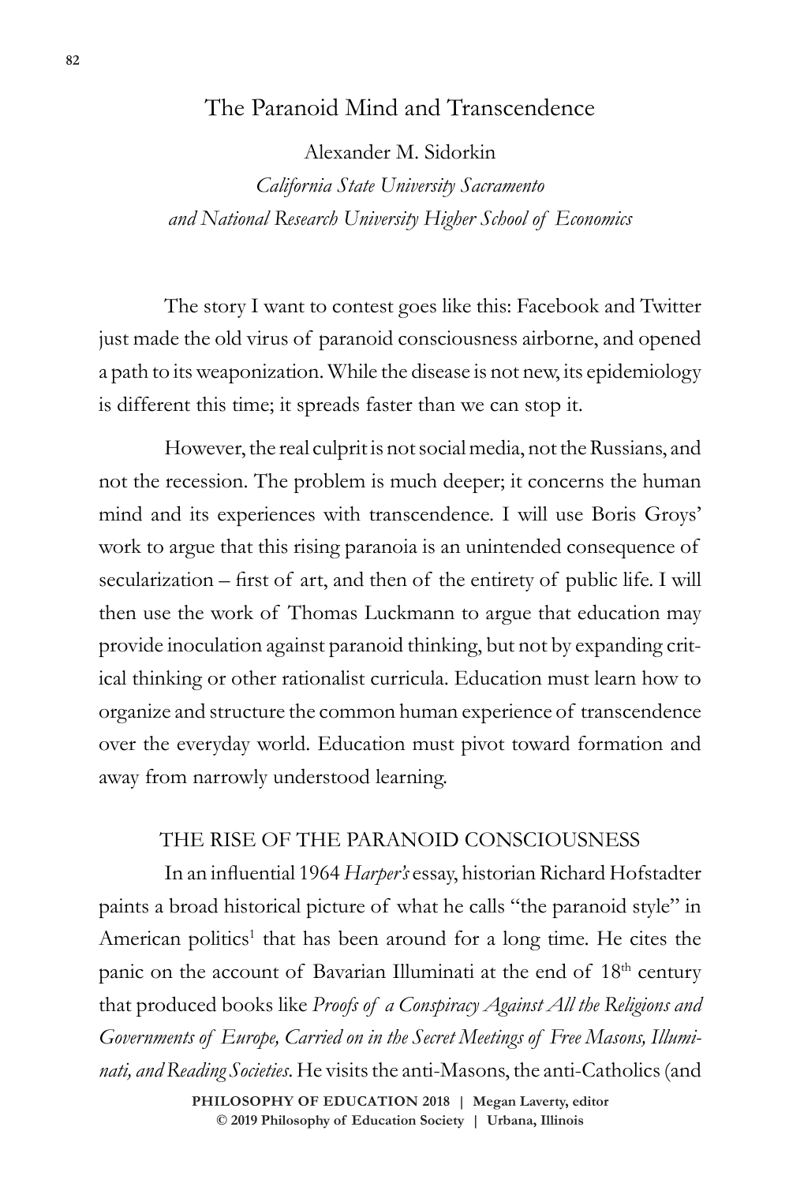# The Paranoid Mind and Transcendence

Alexander M. Sidorkin
*California State University Sacramento*
*and National Research University Higher School of Economics*

The story I want to contest goes like this: Facebook and Twitter just made the old virus of paranoid consciousness airborne, and opened a path to its weaponization. While the disease is not new, its epidemiology is different this time; it spreads faster than we can stop it.

However, the real culprit is not social media, not the Russians, and not the recession. The problem is much deeper; it concerns the human mind and its experiences with transcendence. I will use Boris Groys' work to argue that this rising paranoia is an unintended consequence of secularization – first of art, and then of the entirety of public life. I will then use the work of Thomas Luckmann to argue that education may provide inoculation against paranoid thinking, but not by expanding critical thinking or other rationalist curricula. Education must learn how to organize and structure the common human experience of transcendence over the everyday world. Education must pivot toward formation and away from narrowly understood learning.

## THE RISE OF THE PARANOID CONSCIOUSNESS

In an influential 1964 *Harper's* essay, historian Richard Hofstadter paints a broad historical picture of what he calls "the paranoid style" in American politics[1] that has been around for a long time. He cites the panic on the account of Bavarian Illuminati at the end of 18th century that produced books like *Proofs of a Conspiracy Against All the Religions and Governments of Europe, Carried on in the Secret Meetings of Free Masons, Illuminati, and Reading Societies*. He visits the anti-Masons, the anti-Catholics (and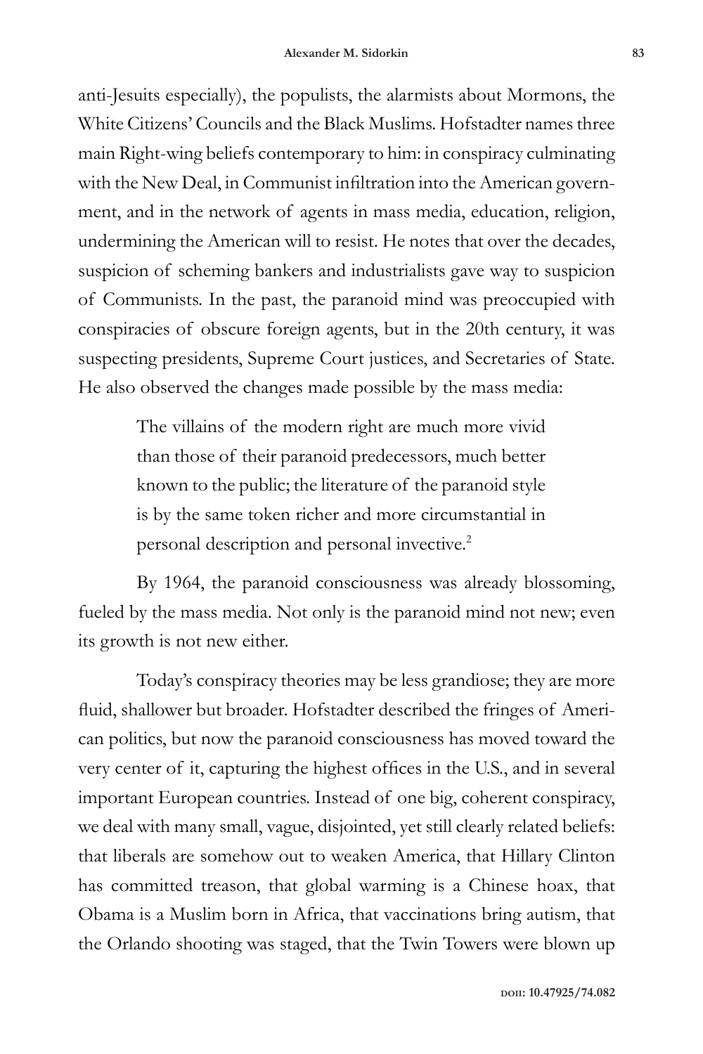anti-Jesuits especially), the populists, the alarmists about Mormons, the White Citizens' Councils and the Black Muslims. Hofstadter names three main Right-wing beliefs contemporary to him: in conspiracy culminating with the New Deal, in Communist infiltration into the American government, and in the network of agents in mass media, education, religion, undermining the American will to resist. He notes that over the decades, suspicion of scheming bankers and industrialists gave way to suspicion of Communists. In the past, the paranoid mind was preoccupied with conspiracies of obscure foreign agents, but in the 20th century, it was suspecting presidents, Supreme Court justices, and Secretaries of State. He also observed the changes made possible by the mass media:

> The villains of the modern right are much more vivid than those of their paranoid predecessors, much better known to the public; the literature of the paranoid style is by the same token richer and more circumstantial in personal description and personal invective.[2]

By 1964, the paranoid consciousness was already blossoming, fueled by the mass media. Not only is the paranoid mind not new; even its growth is not new either.

Today's conspiracy theories may be less grandiose; they are more fluid, shallower but broader. Hofstadter described the fringes of American politics, but now the paranoid consciousness has moved toward the very center of it, capturing the highest offices in the U.S., and in several important European countries. Instead of one big, coherent conspiracy, we deal with many small, vague, disjointed, yet still clearly related beliefs: that liberals are somehow out to weaken America, that Hillary Clinton has committed treason, that global warming is a Chinese hoax, that Obama is a Muslim born in Africa, that vaccinations bring autism, that the Orlando shooting was staged, that the Twin Towers were blown up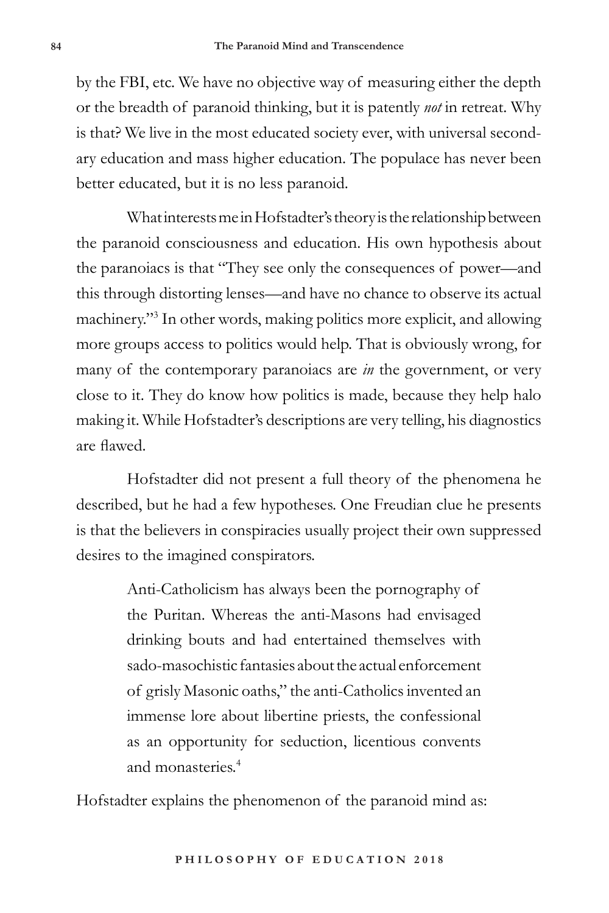by the FBI, etc. We have no objective way of measuring either the depth or the breadth of paranoid thinking, but it is patently *not* in retreat. Why is that? We live in the most educated society ever, with universal secondary education and mass higher education. The populace has never been better educated, but it is no less paranoid.

What interests me in Hofstadter's theory is the relationship between the paranoid consciousness and education. His own hypothesis about the paranoiacs is that "They see only the consequences of power—and this through distorting lenses—and have no chance to observe its actual machinery."[3] In other words, making politics more explicit, and allowing more groups access to politics would help. That is obviously wrong, for many of the contemporary paranoiacs are *in* the government, or very close to it. They do know how politics is made, because they help halo making it. While Hofstadter's descriptions are very telling, his diagnostics are flawed.

Hofstadter did not present a full theory of the phenomena he described, but he had a few hypotheses. One Freudian clue he presents is that the believers in conspiracies usually project their own suppressed desires to the imagined conspirators.

> Anti-Catholicism has always been the pornography of the Puritan. Whereas the anti-Masons had envisaged drinking bouts and had entertained themselves with sado-masochistic fantasies about the actual enforcement of grisly Masonic oaths," the anti-Catholics invented an immense lore about libertine priests, the confessional as an opportunity for seduction, licentious convents and monasteries.[4]

Hofstadter explains the phenomenon of the paranoid mind as: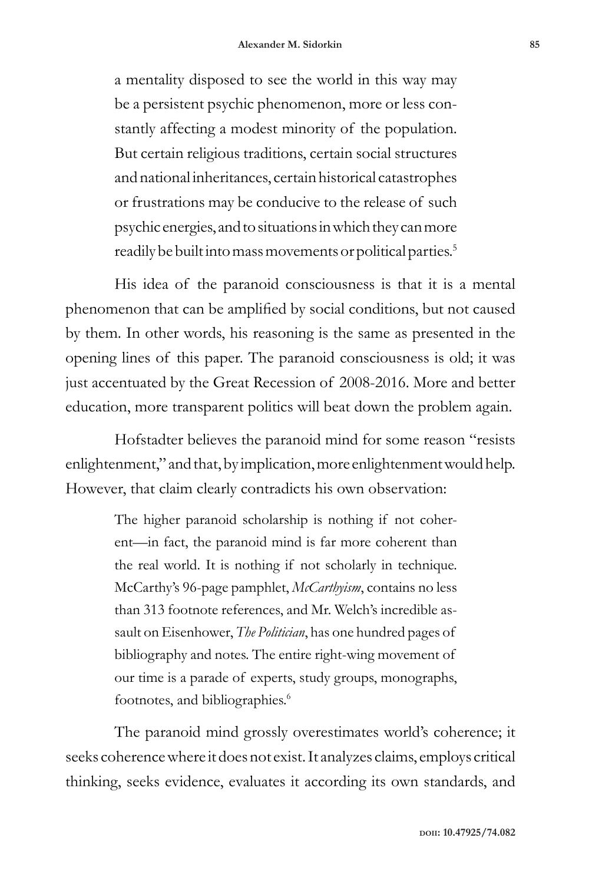> a mentality disposed to see the world in this way may be a persistent psychic phenomenon, more or less constantly affecting a modest minority of the population. But certain religious traditions, certain social structures and national inheritances, certain historical catastrophes or frustrations may be conducive to the release of such psychic energies, and to situations in which they can more readily be built into mass movements or political parties.[5]

His idea of the paranoid consciousness is that it is a mental phenomenon that can be amplified by social conditions, but not caused by them. In other words, his reasoning is the same as presented in the opening lines of this paper. The paranoid consciousness is old; it was just accentuated by the Great Recession of 2008-2016. More and better education, more transparent politics will beat down the problem again.

Hofstadter believes the paranoid mind for some reason "resists enlightenment," and that, by implication, more enlightenment would help. However, that claim clearly contradicts his own observation:

> The higher paranoid scholarship is nothing if not coherent—in fact, the paranoid mind is far more coherent than the real world. It is nothing if not scholarly in technique. McCarthy's 96-page pamphlet, *McCarthyism*, contains no less than 313 footnote references, and Mr. Welch's incredible assault on Eisenhower, *The Politician*, has one hundred pages of bibliography and notes. The entire right-wing movement of our time is a parade of experts, study groups, monographs, footnotes, and bibliographies.[6]

The paranoid mind grossly overestimates world's coherence; it seeks coherence where it does not exist. It analyzes claims, employs critical thinking, seeks evidence, evaluates it according its own standards, and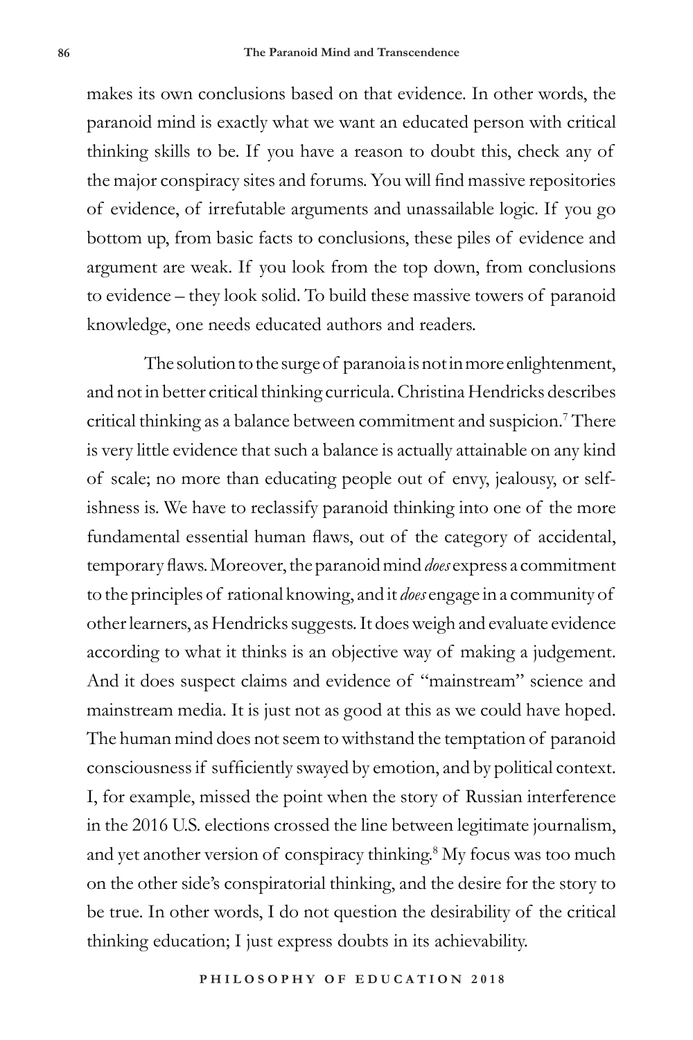makes its own conclusions based on that evidence. In other words, the paranoid mind is exactly what we want an educated person with critical thinking skills to be. If you have a reason to doubt this, check any of the major conspiracy sites and forums. You will find massive repositories of evidence, of irrefutable arguments and unassailable logic. If you go bottom up, from basic facts to conclusions, these piles of evidence and argument are weak. If you look from the top down, from conclusions to evidence – they look solid. To build these massive towers of paranoid knowledge, one needs educated authors and readers.

The solution to the surge of paranoia is not in more enlightenment, and not in better critical thinking curricula. Christina Hendricks describes critical thinking as a balance between commitment and suspicion.[7] There is very little evidence that such a balance is actually attainable on any kind of scale; no more than educating people out of envy, jealousy, or selfishness is. We have to reclassify paranoid thinking into one of the more fundamental essential human flaws, out of the category of accidental, temporary flaws. Moreover, the paranoid mind *does* express a commitment to the principles of rational knowing, and it *does* engage in a community of other learners, as Hendricks suggests. It does weigh and evaluate evidence according to what it thinks is an objective way of making a judgement. And it does suspect claims and evidence of "mainstream" science and mainstream media. It is just not as good at this as we could have hoped. The human mind does not seem to withstand the temptation of paranoid consciousness if sufficiently swayed by emotion, and by political context. I, for example, missed the point when the story of Russian interference in the 2016 U.S. elections crossed the line between legitimate journalism, and yet another version of conspiracy thinking.[8] My focus was too much on the other side's conspiratorial thinking, and the desire for the story to be true. In other words, I do not question the desirability of the critical thinking education; I just express doubts in its achievability.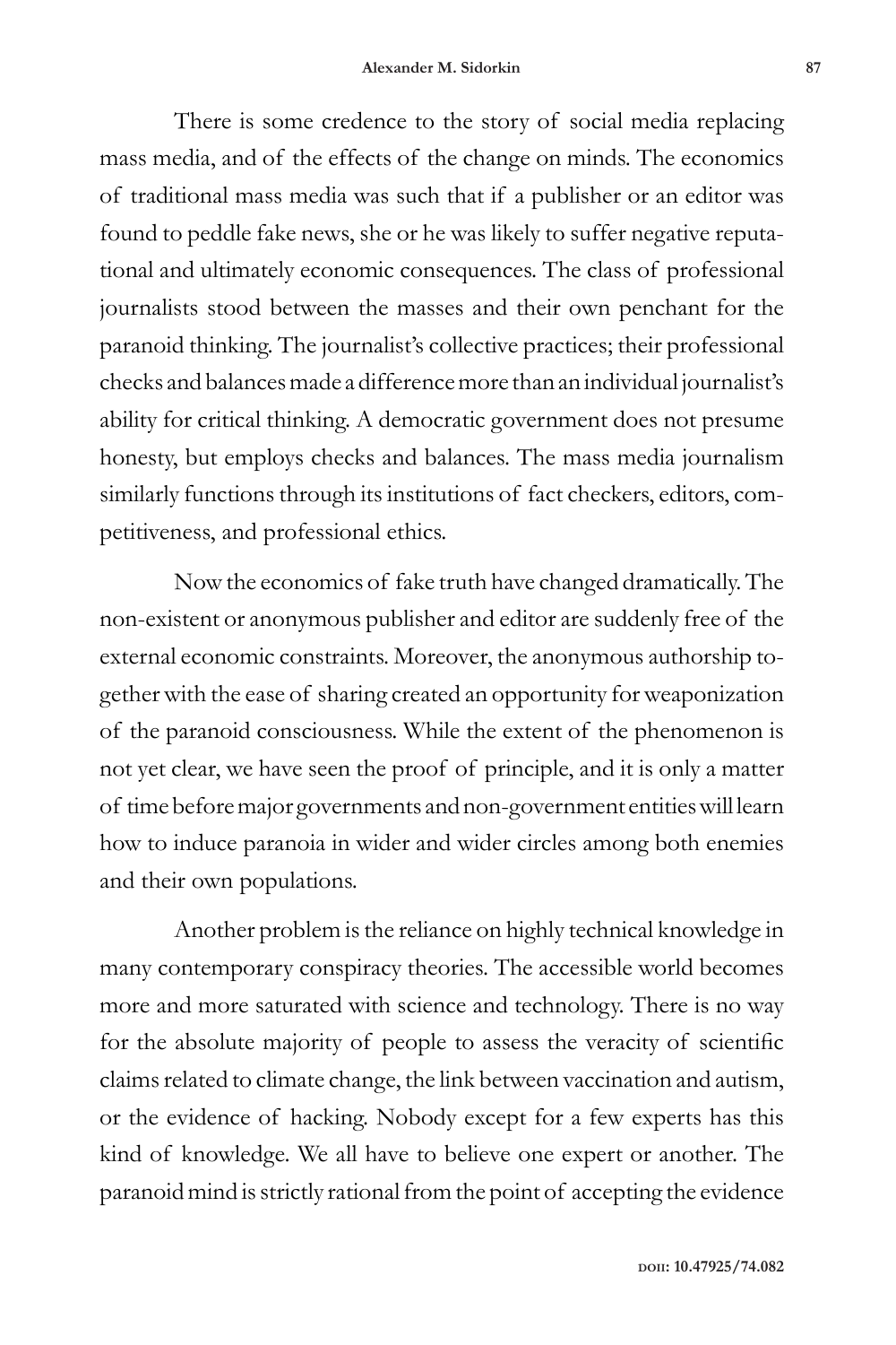There is some credence to the story of social media replacing mass media, and of the effects of the change on minds. The economics of traditional mass media was such that if a publisher or an editor was found to peddle fake news, she or he was likely to suffer negative reputational and ultimately economic consequences. The class of professional journalists stood between the masses and their own penchant for the paranoid thinking. The journalist's collective practices; their professional checks and balances made a difference more than an individual journalist's ability for critical thinking. A democratic government does not presume honesty, but employs checks and balances. The mass media journalism similarly functions through its institutions of fact checkers, editors, competitiveness, and professional ethics.

Now the economics of fake truth have changed dramatically. The non-existent or anonymous publisher and editor are suddenly free of the external economic constraints. Moreover, the anonymous authorship together with the ease of sharing created an opportunity for weaponization of the paranoid consciousness. While the extent of the phenomenon is not yet clear, we have seen the proof of principle, and it is only a matter of time before major governments and non-government entities will learn how to induce paranoia in wider and wider circles among both enemies and their own populations.

Another problem is the reliance on highly technical knowledge in many contemporary conspiracy theories. The accessible world becomes more and more saturated with science and technology. There is no way for the absolute majority of people to assess the veracity of scientific claims related to climate change, the link between vaccination and autism, or the evidence of hacking. Nobody except for a few experts has this kind of knowledge. We all have to believe one expert or another. The paranoid mind is strictly rational from the point of accepting the evidence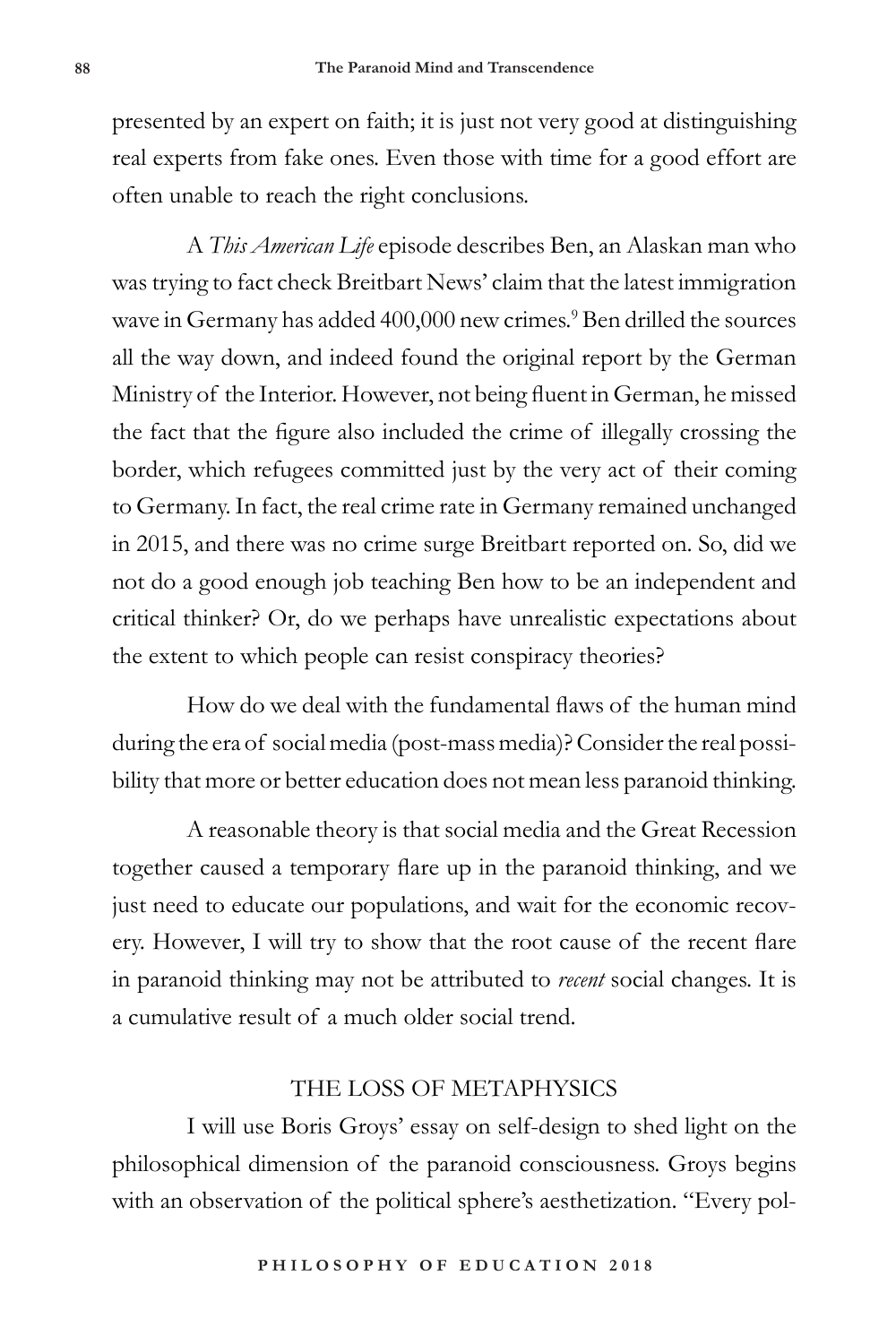presented by an expert on faith; it is just not very good at distinguishing real experts from fake ones. Even those with time for a good effort are often unable to reach the right conclusions.

A *This American Life* episode describes Ben, an Alaskan man who was trying to fact check Breitbart News' claim that the latest immigration wave in Germany has added 400,000 new crimes.[9] Ben drilled the sources all the way down, and indeed found the original report by the German Ministry of the Interior. However, not being fluent in German, he missed the fact that the figure also included the crime of illegally crossing the border, which refugees committed just by the very act of their coming to Germany. In fact, the real crime rate in Germany remained unchanged in 2015, and there was no crime surge Breitbart reported on. So, did we not do a good enough job teaching Ben how to be an independent and critical thinker? Or, do we perhaps have unrealistic expectations about the extent to which people can resist conspiracy theories?

How do we deal with the fundamental flaws of the human mind during the era of social media (post-mass media)? Consider the real possibility that more or better education does not mean less paranoid thinking.

A reasonable theory is that social media and the Great Recession together caused a temporary flare up in the paranoid thinking, and we just need to educate our populations, and wait for the economic recovery. However, I will try to show that the root cause of the recent flare in paranoid thinking may not be attributed to *recent* social changes. It is a cumulative result of a much older social trend.

## THE LOSS OF METAPHYSICS

I will use Boris Groys' essay on self-design to shed light on the philosophical dimension of the paranoid consciousness. Groys begins with an observation of the political sphere's aesthetization. "Every pol-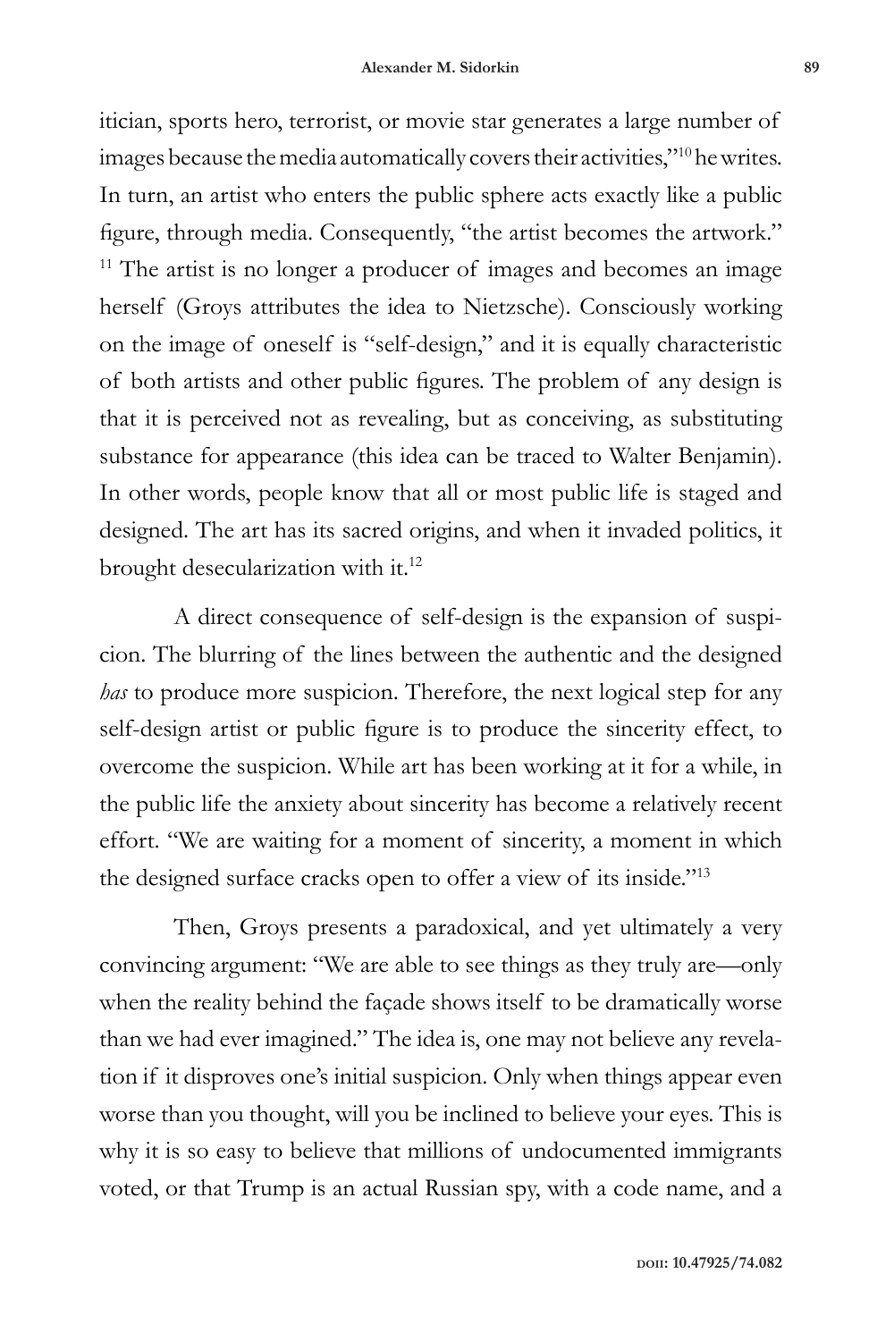itician, sports hero, terrorist, or movie star generates a large number of images because the media automatically covers their activities,"[10] he writes. In turn, an artist who enters the public sphere acts exactly like a public figure, through media. Consequently, "the artist becomes the artwork."[11] The artist is no longer a producer of images and becomes an image herself (Groys attributes the idea to Nietzsche). Consciously working on the image of oneself is "self-design," and it is equally characteristic of both artists and other public figures. The problem of any design is that it is perceived not as revealing, but as conceiving, as substituting substance for appearance (this idea can be traced to Walter Benjamin). In other words, people know that all or most public life is staged and designed. The art has its sacred origins, and when it invaded politics, it brought desecularization with it.[12]

A direct consequence of self-design is the expansion of suspicion. The blurring of the lines between the authentic and the designed *has* to produce more suspicion. Therefore, the next logical step for any self-design artist or public figure is to produce the sincerity effect, to overcome the suspicion. While art has been working at it for a while, in the public life the anxiety about sincerity has become a relatively recent effort. "We are waiting for a moment of sincerity, a moment in which the designed surface cracks open to offer a view of its inside."[13]

Then, Groys presents a paradoxical, and yet ultimately a very convincing argument: "We are able to see things as they truly are—only when the reality behind the façade shows itself to be dramatically worse than we had ever imagined." The idea is, one may not believe any revelation if it disproves one's initial suspicion. Only when things appear even worse than you thought, will you be inclined to believe your eyes. This is why it is so easy to believe that millions of undocumented immigrants voted, or that Trump is an actual Russian spy, with a code name, and a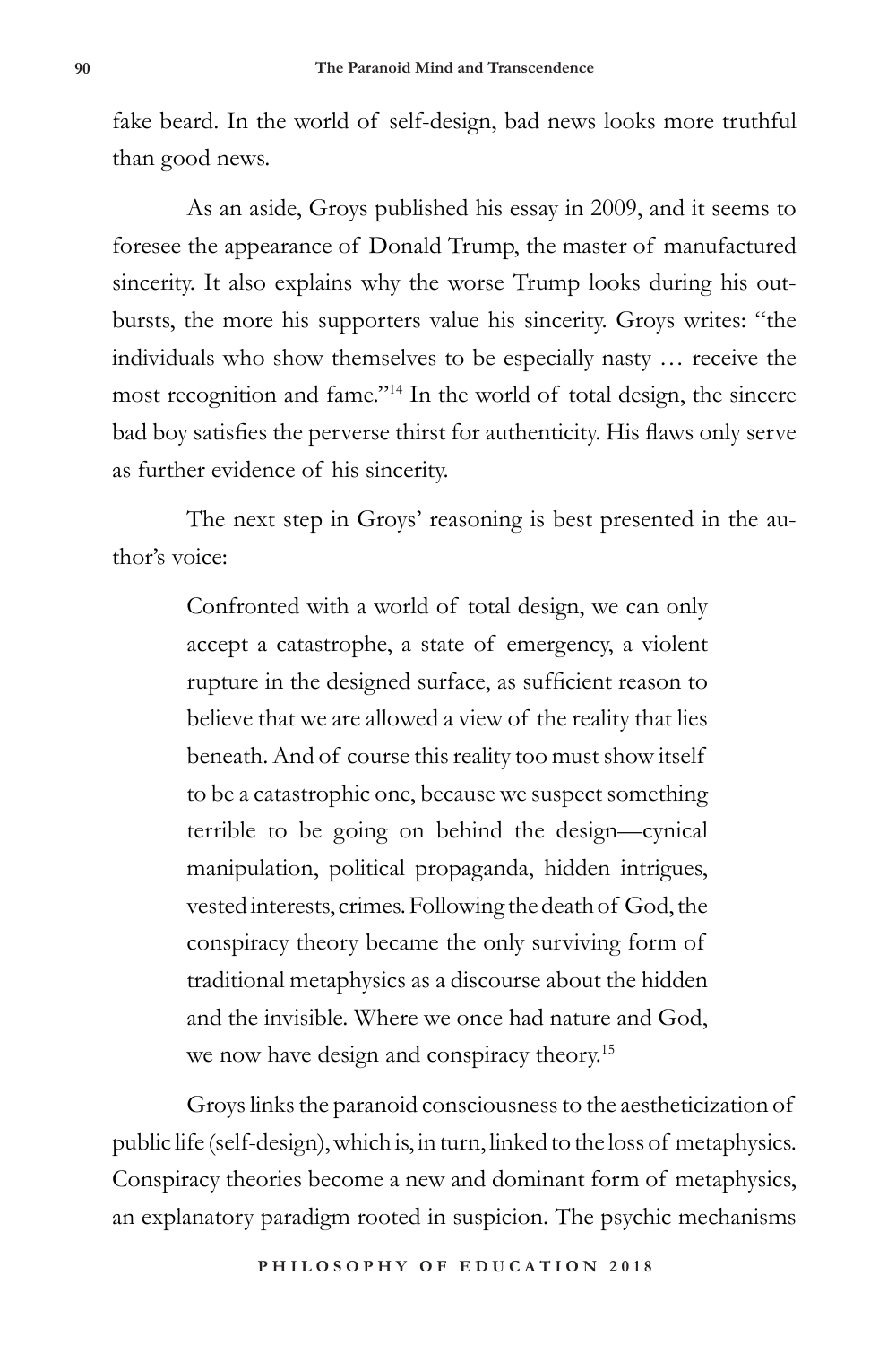fake beard. In the world of self-design, bad news looks more truthful than good news.

As an aside, Groys published his essay in 2009, and it seems to foresee the appearance of Donald Trump, the master of manufactured sincerity. It also explains why the worse Trump looks during his outbursts, the more his supporters value his sincerity. Groys writes: "the individuals who show themselves to be especially nasty … receive the most recognition and fame."[14] In the world of total design, the sincere bad boy satisfies the perverse thirst for authenticity. His flaws only serve as further evidence of his sincerity.

The next step in Groys' reasoning is best presented in the author's voice:

> Confronted with a world of total design, we can only accept a catastrophe, a state of emergency, a violent rupture in the designed surface, as sufficient reason to believe that we are allowed a view of the reality that lies beneath. And of course this reality too must show itself to be a catastrophic one, because we suspect something terrible to be going on behind the design—cynical manipulation, political propaganda, hidden intrigues, vested interests, crimes. Following the death of God, the conspiracy theory became the only surviving form of traditional metaphysics as a discourse about the hidden and the invisible. Where we once had nature and God, we now have design and conspiracy theory.[15]

Groys links the paranoid consciousness to the aestheticization of public life (self-design), which is, in turn, linked to the loss of metaphysics. Conspiracy theories become a new and dominant form of metaphysics, an explanatory paradigm rooted in suspicion. The psychic mechanisms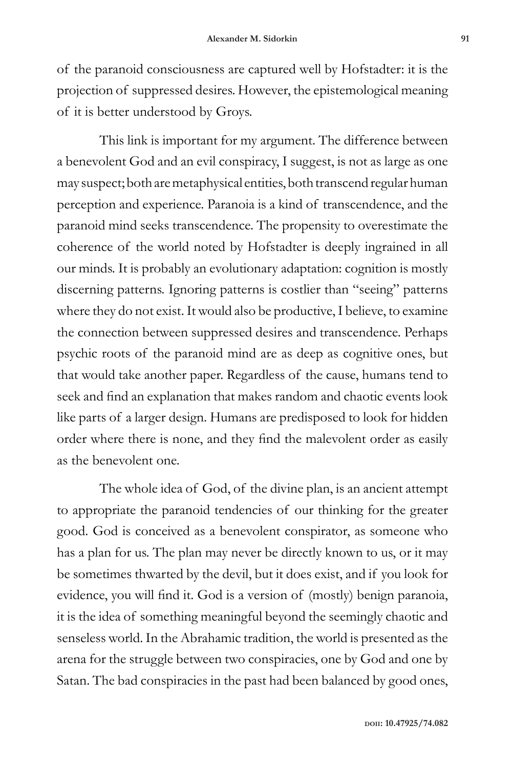of the paranoid consciousness are captured well by Hofstadter: it is the projection of suppressed desires. However, the epistemological meaning of it is better understood by Groys.

This link is important for my argument. The difference between a benevolent God and an evil conspiracy, I suggest, is not as large as one may suspect; both are metaphysical entities, both transcend regular human perception and experience. Paranoia is a kind of transcendence, and the paranoid mind seeks transcendence. The propensity to overestimate the coherence of the world noted by Hofstadter is deeply ingrained in all our minds. It is probably an evolutionary adaptation: cognition is mostly discerning patterns. Ignoring patterns is costlier than "seeing" patterns where they do not exist. It would also be productive, I believe, to examine the connection between suppressed desires and transcendence. Perhaps psychic roots of the paranoid mind are as deep as cognitive ones, but that would take another paper. Regardless of the cause, humans tend to seek and find an explanation that makes random and chaotic events look like parts of a larger design. Humans are predisposed to look for hidden order where there is none, and they find the malevolent order as easily as the benevolent one.

The whole idea of God, of the divine plan, is an ancient attempt to appropriate the paranoid tendencies of our thinking for the greater good. God is conceived as a benevolent conspirator, as someone who has a plan for us. The plan may never be directly known to us, or it may be sometimes thwarted by the devil, but it does exist, and if you look for evidence, you will find it. God is a version of (mostly) benign paranoia, it is the idea of something meaningful beyond the seemingly chaotic and senseless world. In the Abrahamic tradition, the world is presented as the arena for the struggle between two conspiracies, one by God and one by Satan. The bad conspiracies in the past had been balanced by good ones,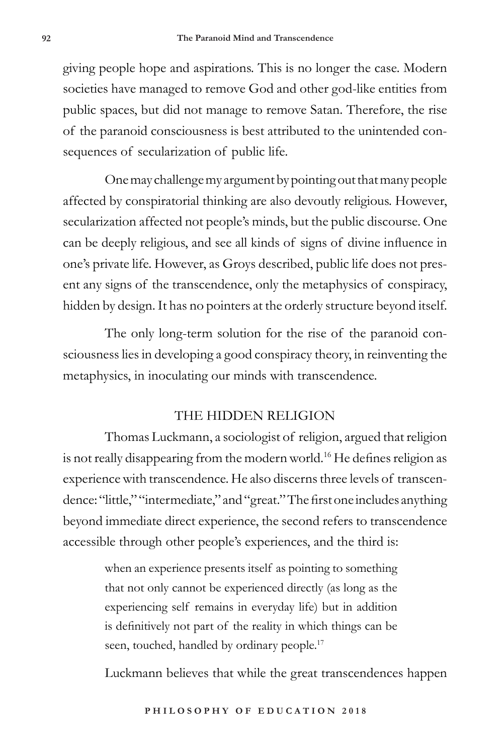giving people hope and aspirations. This is no longer the case. Modern societies have managed to remove God and other god-like entities from public spaces, but did not manage to remove Satan. Therefore, the rise of the paranoid consciousness is best attributed to the unintended consequences of secularization of public life.

One may challenge my argument by pointing out that many people affected by conspiratorial thinking are also devoutly religious. However, secularization affected not people's minds, but the public discourse. One can be deeply religious, and see all kinds of signs of divine influence in one's private life. However, as Groys described, public life does not present any signs of the transcendence, only the metaphysics of conspiracy, hidden by design. It has no pointers at the orderly structure beyond itself.

The only long-term solution for the rise of the paranoid consciousness lies in developing a good conspiracy theory, in reinventing the metaphysics, in inoculating our minds with transcendence.

## THE HIDDEN RELIGION

Thomas Luckmann, a sociologist of religion, argued that religion is not really disappearing from the modern world.[16] He defines religion as experience with transcendence. He also discerns three levels of transcendence: "little," "intermediate," and "great." The first one includes anything beyond immediate direct experience, the second refers to transcendence accessible through other people's experiences, and the third is:

> when an experience presents itself as pointing to something that not only cannot be experienced directly (as long as the experiencing self remains in everyday life) but in addition is definitively not part of the reality in which things can be seen, touched, handled by ordinary people.[17]

Luckmann believes that while the great transcendences happen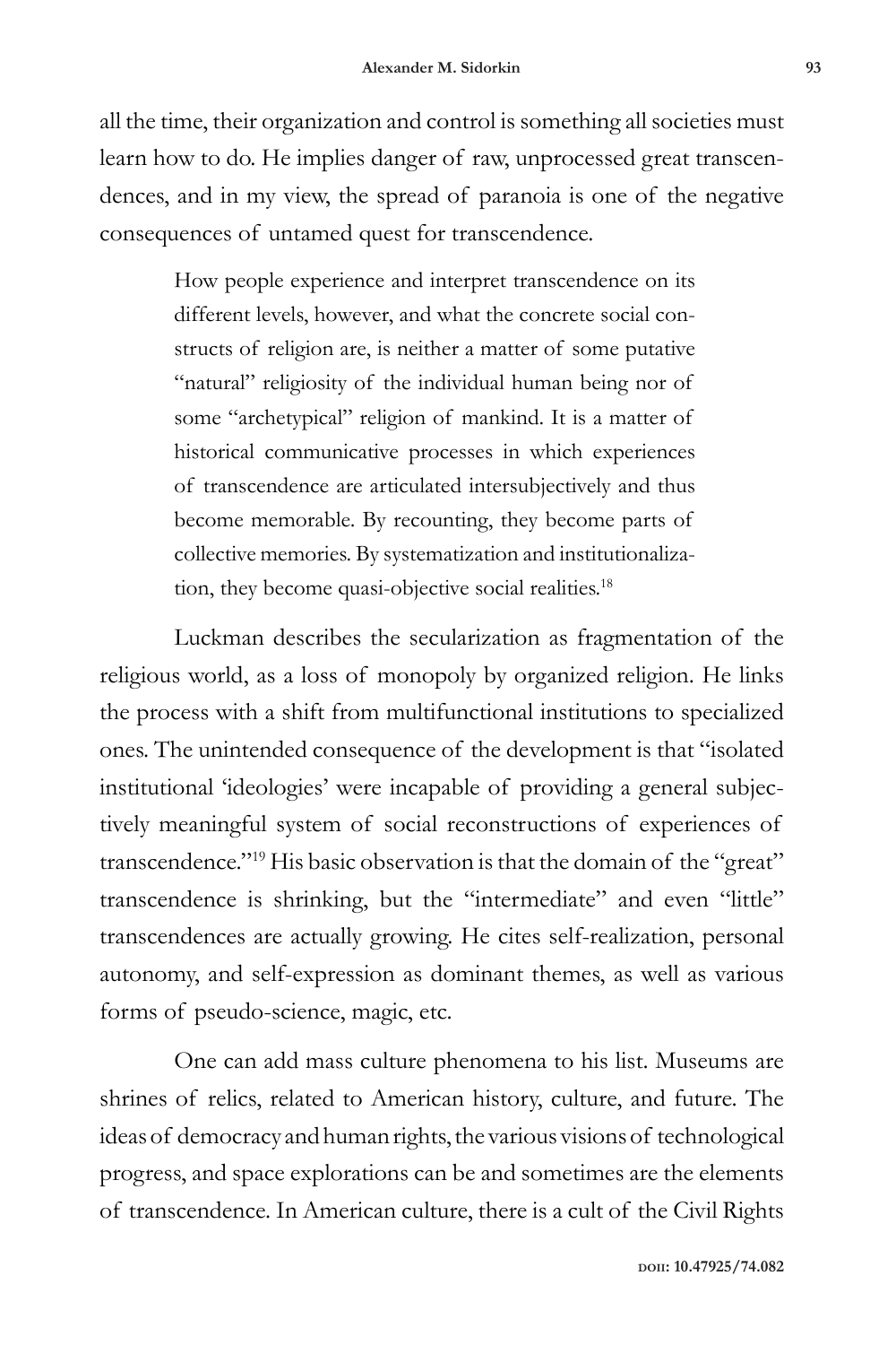all the time, their organization and control is something all societies must learn how to do. He implies danger of raw, unprocessed great transcendences, and in my view, the spread of paranoia is one of the negative consequences of untamed quest for transcendence.

> How people experience and interpret transcendence on its different levels, however, and what the concrete social constructs of religion are, is neither a matter of some putative "natural" religiosity of the individual human being nor of some "archetypical" religion of mankind. It is a matter of historical communicative processes in which experiences of transcendence are articulated intersubjectively and thus become memorable. By recounting, they become parts of collective memories. By systematization and institutionalization, they become quasi-objective social realities.[18]

Luckman describes the secularization as fragmentation of the religious world, as a loss of monopoly by organized religion. He links the process with a shift from multifunctional institutions to specialized ones. The unintended consequence of the development is that "isolated institutional 'ideologies' were incapable of providing a general subjectively meaningful system of social reconstructions of experiences of transcendence."[19] His basic observation is that the domain of the "great" transcendence is shrinking, but the "intermediate" and even "little" transcendences are actually growing. He cites self-realization, personal autonomy, and self-expression as dominant themes, as well as various forms of pseudo-science, magic, etc.

One can add mass culture phenomena to his list. Museums are shrines of relics, related to American history, culture, and future. The ideas of democracy and human rights, the various visions of technological progress, and space explorations can be and sometimes are the elements of transcendence. In American culture, there is a cult of the Civil Rights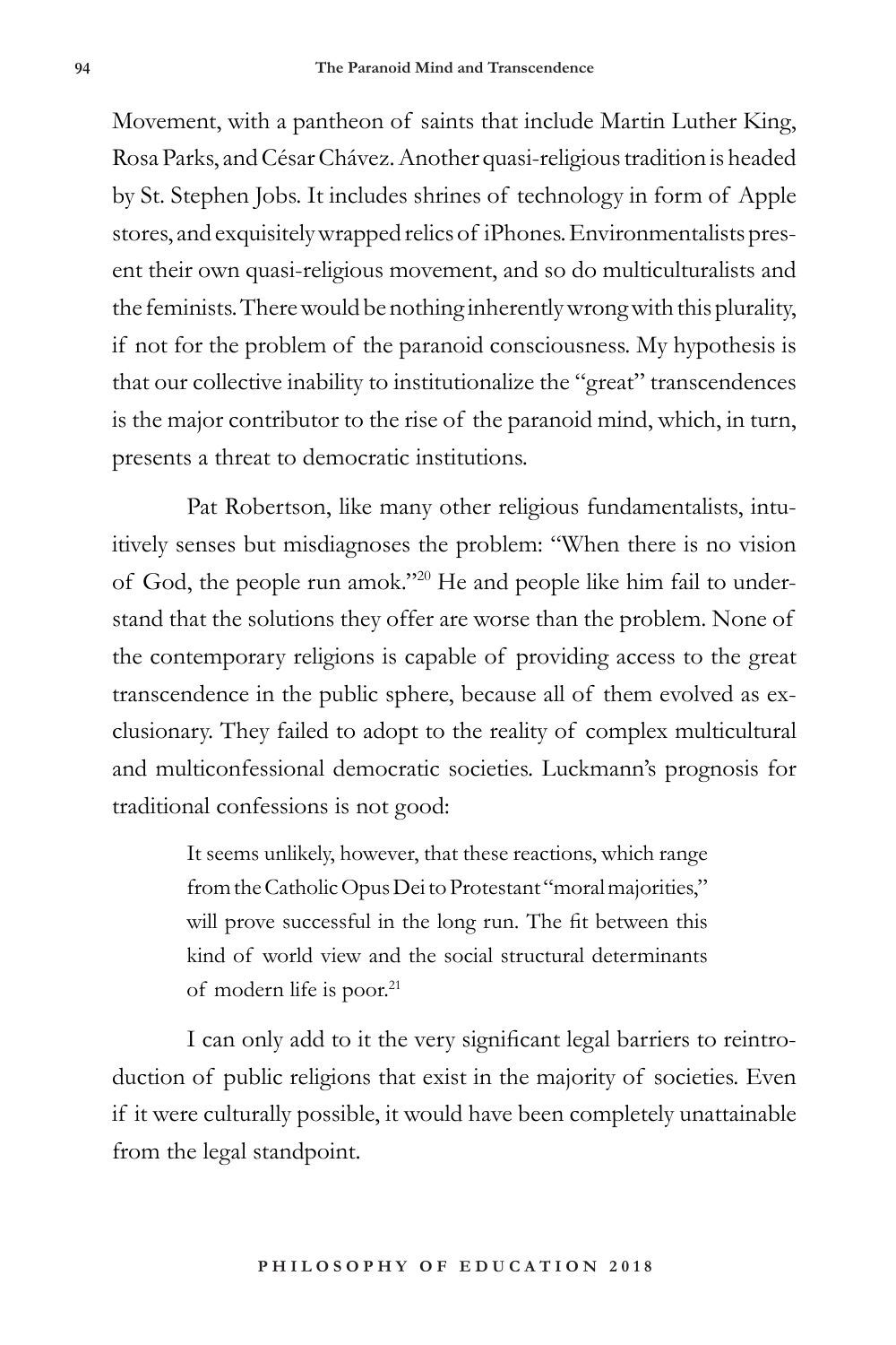Movement, with a pantheon of saints that include Martin Luther King, Rosa Parks, and César Chávez. Another quasi-religious tradition is headed by St. Stephen Jobs. It includes shrines of technology in form of Apple stores, and exquisitely wrapped relics of iPhones. Environmentalists present their own quasi-religious movement, and so do multiculturalists and the feminists. There would be nothing inherently wrong with this plurality, if not for the problem of the paranoid consciousness. My hypothesis is that our collective inability to institutionalize the "great" transcendences is the major contributor to the rise of the paranoid mind, which, in turn, presents a threat to democratic institutions.

Pat Robertson, like many other religious fundamentalists, intuitively senses but misdiagnoses the problem: "When there is no vision of God, the people run amok."[20] He and people like him fail to understand that the solutions they offer are worse than the problem. None of the contemporary religions is capable of providing access to the great transcendence in the public sphere, because all of them evolved as exclusionary. They failed to adopt to the reality of complex multicultural and multiconfessional democratic societies. Luckmann's prognosis for traditional confessions is not good:

> It seems unlikely, however, that these reactions, which range from the Catholic Opus Dei to Protestant "moral majorities," will prove successful in the long run. The fit between this kind of world view and the social structural determinants of modern life is poor.[21]

I can only add to it the very significant legal barriers to reintroduction of public religions that exist in the majority of societies. Even if it were culturally possible, it would have been completely unattainable from the legal standpoint.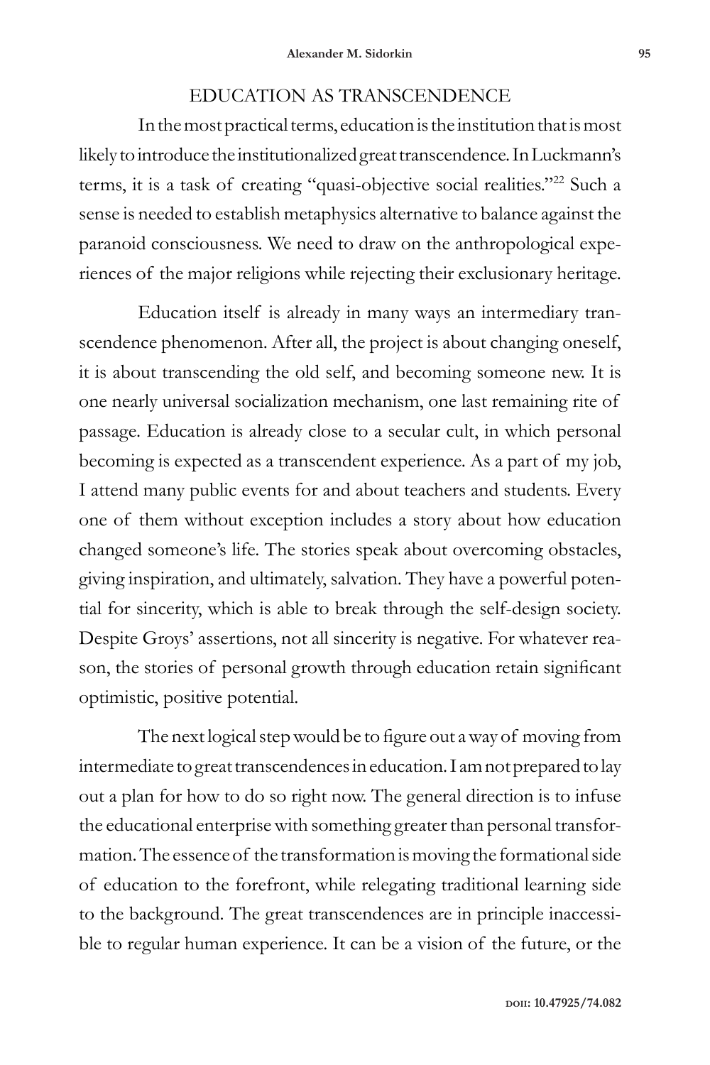## EDUCATION AS TRANSCENDENCE

In the most practical terms, education is the institution that is most likely to introduce the institutionalized great transcendence. In Luckmann's terms, it is a task of creating "quasi-objective social realities."[22] Such a sense is needed to establish metaphysics alternative to balance against the paranoid consciousness. We need to draw on the anthropological experiences of the major religions while rejecting their exclusionary heritage.

Education itself is already in many ways an intermediary transcendence phenomenon. After all, the project is about changing oneself, it is about transcending the old self, and becoming someone new. It is one nearly universal socialization mechanism, one last remaining rite of passage. Education is already close to a secular cult, in which personal becoming is expected as a transcendent experience. As a part of my job, I attend many public events for and about teachers and students. Every one of them without exception includes a story about how education changed someone's life. The stories speak about overcoming obstacles, giving inspiration, and ultimately, salvation. They have a powerful potential for sincerity, which is able to break through the self-design society. Despite Groys' assertions, not all sincerity is negative. For whatever reason, the stories of personal growth through education retain significant optimistic, positive potential.

The next logical step would be to figure out a way of moving from intermediate to great transcendences in education. I am not prepared to lay out a plan for how to do so right now. The general direction is to infuse the educational enterprise with something greater than personal transformation. The essence of the transformation is moving the formational side of education to the forefront, while relegating traditional learning side to the background. The great transcendences are in principle inaccessible to regular human experience. It can be a vision of the future, or the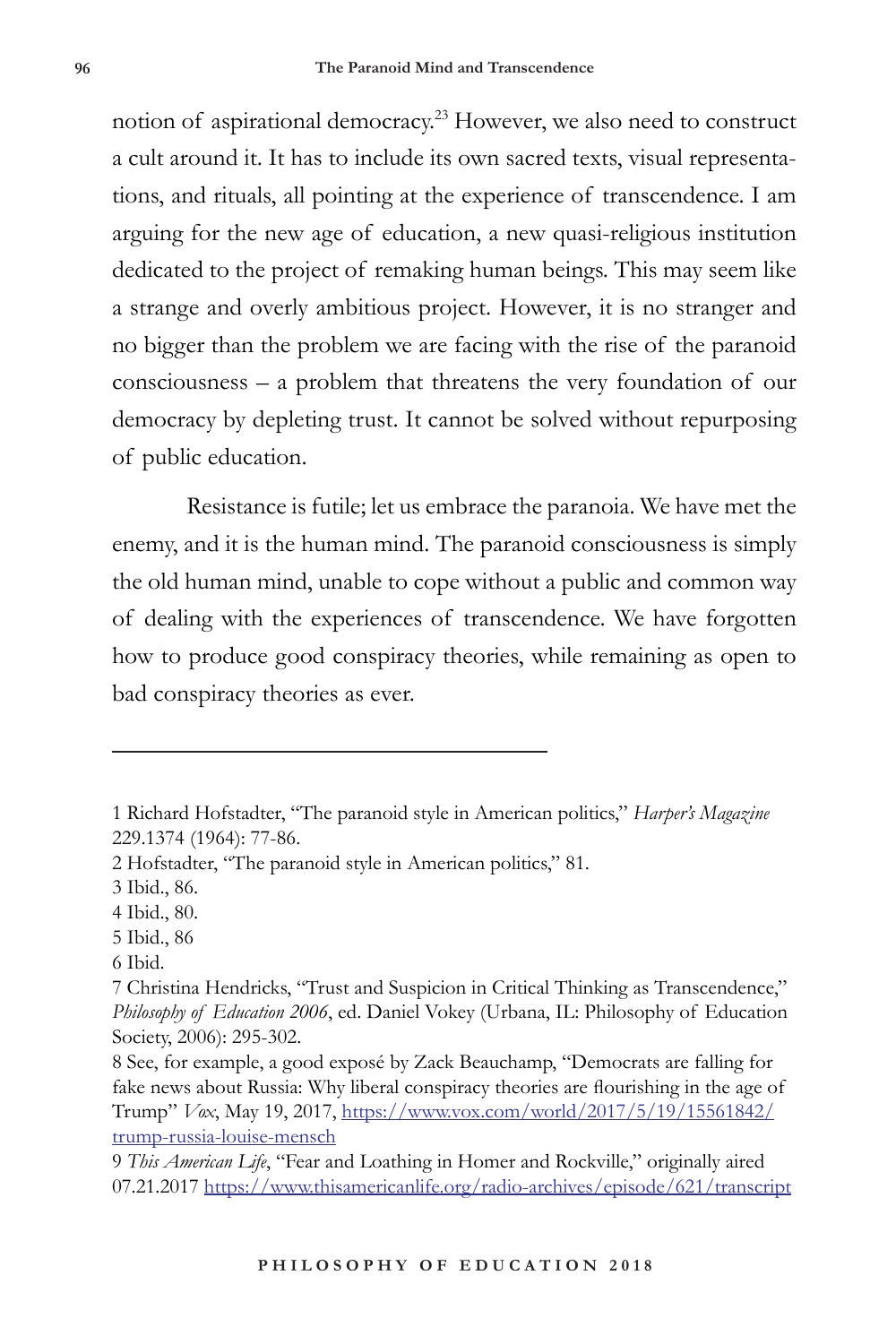notion of aspirational democracy.[23] However, we also need to construct a cult around it. It has to include its own sacred texts, visual representations, and rituals, all pointing at the experience of transcendence. I am arguing for the new age of education, a new quasi-religious institution dedicated to the project of remaking human beings. This may seem like a strange and overly ambitious project. However, it is no stranger and no bigger than the problem we are facing with the rise of the paranoid consciousness – a problem that threatens the very foundation of our democracy by depleting trust. It cannot be solved without repurposing of public education.

Resistance is futile; let us embrace the paranoia. We have met the enemy, and it is the human mind. The paranoid consciousness is simply the old human mind, unable to cope without a public and common way of dealing with the experiences of transcendence. We have forgotten how to produce good conspiracy theories, while remaining as open to bad conspiracy theories as ever.

---

1 Richard Hofstadter, "The paranoid style in American politics," *Harper's Magazine* 229.1374 (1964): 77-86.

2 Hofstadter, "The paranoid style in American politics," 81.

3 Ibid., 86.

4 Ibid., 80.

5 Ibid., 86

6 Ibid.

7 Christina Hendricks, "Trust and Suspicion in Critical Thinking as Transcendence," *Philosophy of Education 2006*, ed. Daniel Vokey (Urbana, IL: Philosophy of Education Society, 2006): 295-302.

8 See, for example, a good exposé by Zack Beauchamp, "Democrats are falling for fake news about Russia: Why liberal conspiracy theories are flourishing in the age of Trump" *Vox*, May 19, 2017, https://www.vox.com/world/2017/5/19/15561842/trump-russia-louise-mensch

9 *This American Life*, "Fear and Loathing in Homer and Rockville," originally aired 07.21.2017 https://www.thisamericanlife.org/radio-archives/episode/621/transcript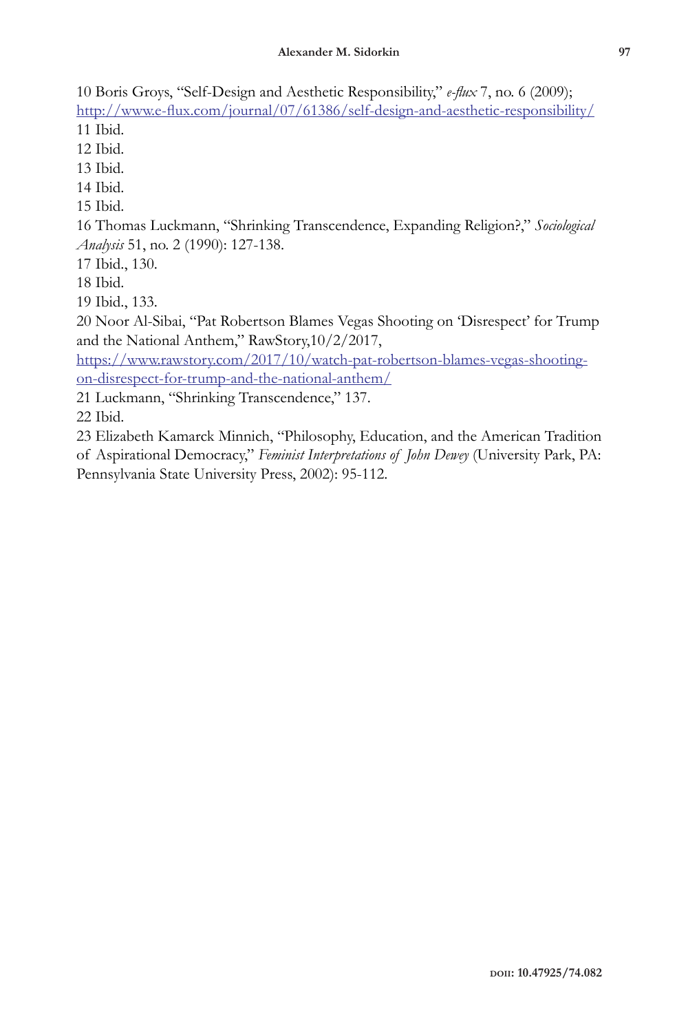10 Boris Groys, "Self-Design and Aesthetic Responsibility," *e-flux* 7, no. 6 (2009); http://www.e-flux.com/journal/07/61386/self-design-and-aesthetic-responsibility/

11 Ibid.

12 Ibid.

13 Ibid.

14 Ibid.

15 Ibid.

16 Thomas Luckmann, "Shrinking Transcendence, Expanding Religion?," *Sociological Analysis* 51, no. 2 (1990): 127-138.

17 Ibid., 130.

18 Ibid.

19 Ibid., 133.

20 Noor Al-Sibai, "Pat Robertson Blames Vegas Shooting on 'Disrespect' for Trump and the National Anthem," RawStory,10/2/2017, https://www.rawstory.com/2017/10/watch-pat-robertson-blames-vegas-shooting-on-disrespect-for-trump-and-the-national-anthem/

21 Luckmann, "Shrinking Transcendence," 137.

22 Ibid.

23 Elizabeth Kamarck Minnich, "Philosophy, Education, and the American Tradition of Aspirational Democracy," *Feminist Interpretations of John Dewey* (University Park, PA: Pennsylvania State University Press, 2002): 95-112.